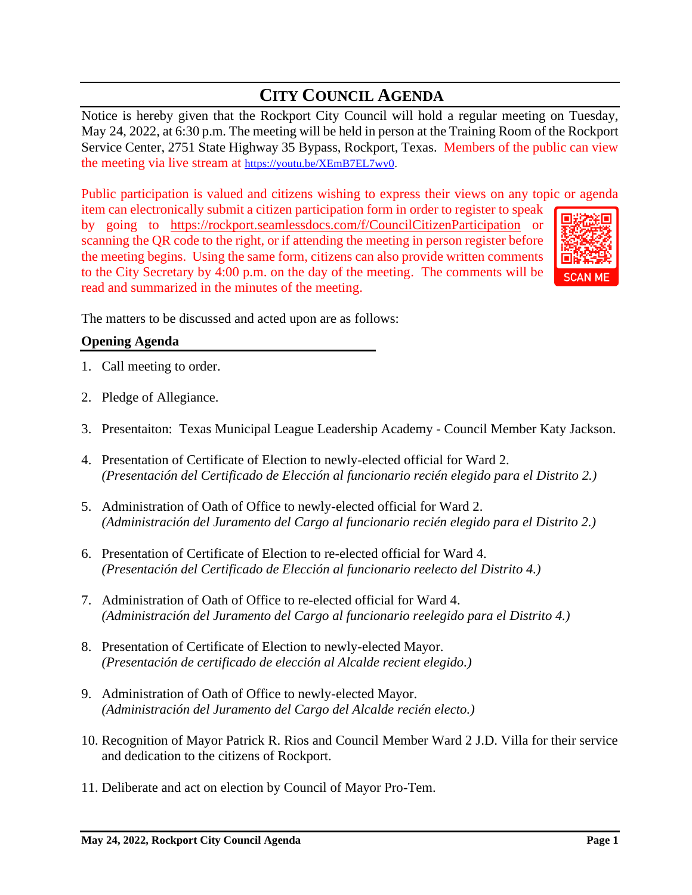# CITY COUNCIL AGENDA

Notice is hereby given that the Rockport City Council will hold a regular meeting on Tuesday, May 24, 2022, at 6:30 p.m. The meeting will be held in person at the Training Room of the Rockport Service Center, 2751 State Highway 35 Bypass, Rockport, Texas. Members of the public can view the meeting via live stream at https://youtu.be/XEmB7EL7wv0.

Public participation is valued and citizens wishing to express their views on any topic or agenda item can electronically submit a citizen participation form in order to register to speak by going to https://rockport.seamlessdocs.com/f/CouncilCitizenParticipation or scanning the QR code to the right, or if attending the meeting in person register before the meeting begins. Using the same form, citizens can also provide written comments to the City Secretary by 4:00 p.m. on the day of the meeting. The comments will be read and summarized in the minutes of the meeting.

SCAN ME

The matters to be discussed and acted upon are as follows:

**Opening Agenda**

1. Call meeting to order.
2. Pledge of Allegiance.
3. Presentaiton: Texas Municipal League Leadership Academy - Council Member Katy Jackson.
4. Presentation of Certificate of Election to newly-elected official for Ward 2.
   *(Presentación del Certificado de Elección al funcionario recién elegido para el Distrito 2.)*
5. Administration of Oath of Office to newly-elected official for Ward 2.
   *(Administración del Juramento del Cargo al funcionario recién elegido para el Distrito 2.)*
6. Presentation of Certificate of Election to re-elected official for Ward 4.
   *(Presentación del Certificado de Elección al funcionario reelecto del Distrito 4.)*
7. Administration of Oath of Office to re-elected official for Ward 4.
   *(Administración del Juramento del Cargo al funcionario reelegido para el Distrito 4.)*
8. Presentation of Certificate of Election to newly-elected Mayor.
   *(Presentación de certificado de elección al Alcalde recient elegido.)*
9. Administration of Oath of Office to newly-elected Mayor.
   *(Administración del Juramento del Cargo del Alcalde recién electo.)*
10. Recognition of Mayor Patrick R. Rios and Council Member Ward 2 J.D. Villa for their service and dedication to the citizens of Rockport.
11. Deliberate and act on election by Council of Mayor Pro-Tem.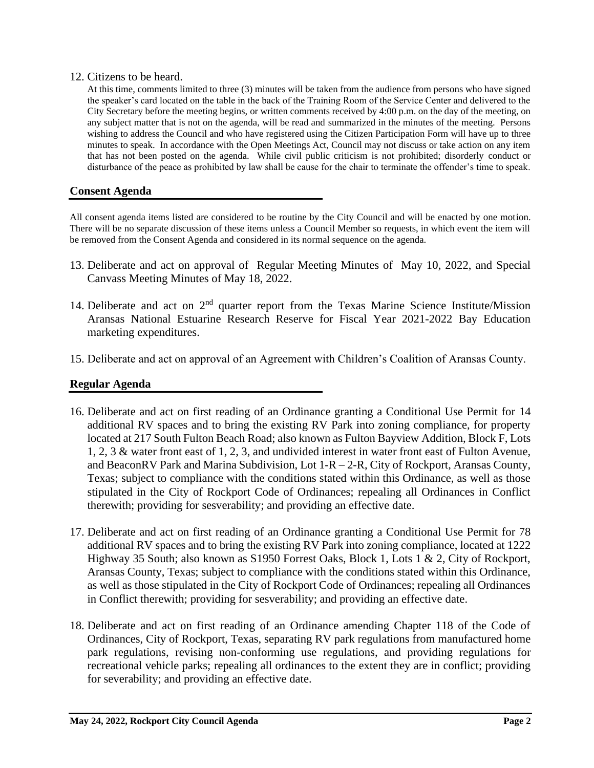12. Citizens to be heard.

At this time, comments limited to three (3) minutes will be taken from the audience from persons who have signed the speaker's card located on the table in the back of the Training Room of the Service Center and delivered to the City Secretary before the meeting begins, or written comments received by 4:00 p.m. on the day of the meeting, on any subject matter that is not on the agenda, will be read and summarized in the minutes of the meeting. Persons wishing to address the Council and who have registered using the Citizen Participation Form will have up to three minutes to speak. In accordance with the Open Meetings Act, Council may not discuss or take action on any item that has not been posted on the agenda. While civil public criticism is not prohibited; disorderly conduct or disturbance of the peace as prohibited by law shall be cause for the chair to terminate the offender's time to speak.

## Consent Agenda

All consent agenda items listed are considered to be routine by the City Council and will be enacted by one motion. There will be no separate discussion of these items unless a Council Member so requests, in which event the item will be removed from the Consent Agenda and considered in its normal sequence on the agenda.

13. Deliberate and act on approval of Regular Meeting Minutes of May 10, 2022, and Special Canvass Meeting Minutes of May 18, 2022.

14. Deliberate and act on 2nd quarter report from the Texas Marine Science Institute/Mission Aransas National Estuarine Research Reserve for Fiscal Year 2021-2022 Bay Education marketing expenditures.

15. Deliberate and act on approval of an Agreement with Children's Coalition of Aransas County.

## Regular Agenda

16. Deliberate and act on first reading of an Ordinance granting a Conditional Use Permit for 14 additional RV spaces and to bring the existing RV Park into zoning compliance, for property located at 217 South Fulton Beach Road; also known as Fulton Bayview Addition, Block F, Lots 1, 2, 3 & water front east of 1, 2, 3, and undivided interest in water front east of Fulton Avenue, and BeaconRV Park and Marina Subdivision, Lot 1-R – 2-R, City of Rockport, Aransas County, Texas; subject to compliance with the conditions stated within this Ordinance, as well as those stipulated in the City of Rockport Code of Ordinances; repealing all Ordinances in Conflict therewith; providing for sesverability; and providing an effective date.

17. Deliberate and act on first reading of an Ordinance granting a Conditional Use Permit for 78 additional RV spaces and to bring the existing RV Park into zoning compliance, located at 1222 Highway 35 South; also known as S1950 Forrest Oaks, Block 1, Lots 1 & 2, City of Rockport, Aransas County, Texas; subject to compliance with the conditions stated within this Ordinance, as well as those stipulated in the City of Rockport Code of Ordinances; repealing all Ordinances in Conflict therewith; providing for sesverability; and providing an effective date.

18. Deliberate and act on first reading of an Ordinance amending Chapter 118 of the Code of Ordinances, City of Rockport, Texas, separating RV park regulations from manufactured home park regulations, revising non-conforming use regulations, and providing regulations for recreational vehicle parks; repealing all ordinances to the extent they are in conflict; providing for severability; and providing an effective date.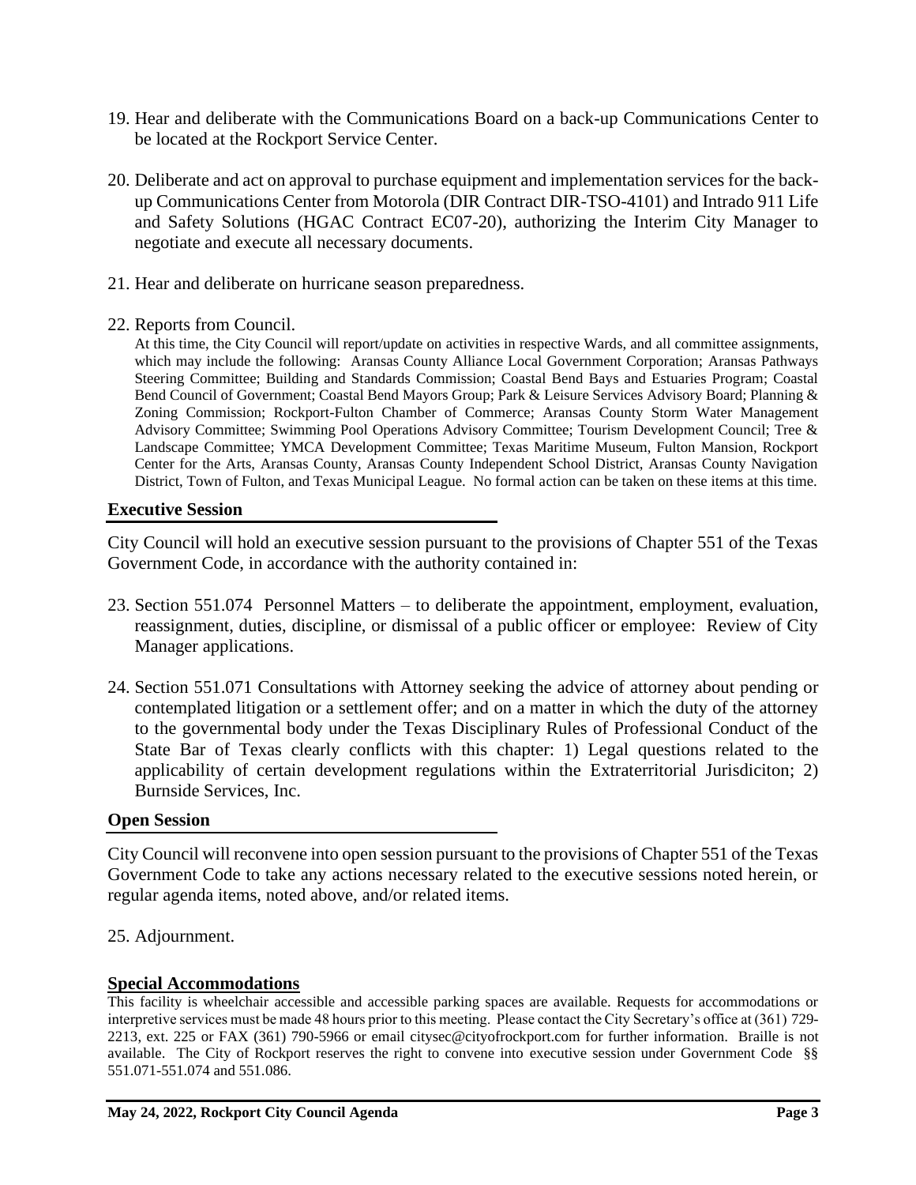19. Hear and deliberate with the Communications Board on a back-up Communications Center to be located at the Rockport Service Center.

20. Deliberate and act on approval to purchase equipment and implementation services for the back-up Communications Center from Motorola (DIR Contract DIR-TSO-4101) and Intrado 911 Life and Safety Solutions (HGAC Contract EC07-20), authorizing the Interim City Manager to negotiate and execute all necessary documents.

21. Hear and deliberate on hurricane season preparedness.

22. Reports from Council.
    At this time, the City Council will report/update on activities in respective Wards, and all committee assignments, which may include the following: Aransas County Alliance Local Government Corporation; Aransas Pathways Steering Committee; Building and Standards Commission; Coastal Bend Bays and Estuaries Program; Coastal Bend Council of Government; Coastal Bend Mayors Group; Park & Leisure Services Advisory Board; Planning & Zoning Commission; Rockport-Fulton Chamber of Commerce; Aransas County Storm Water Management Advisory Committee; Swimming Pool Operations Advisory Committee; Tourism Development Council; Tree & Landscape Committee; YMCA Development Committee; Texas Maritime Museum, Fulton Mansion, Rockport Center for the Arts, Aransas County, Aransas County Independent School District, Aransas County Navigation District, Town of Fulton, and Texas Municipal League. No formal action can be taken on these items at this time.

## Executive Session

City Council will hold an executive session pursuant to the provisions of Chapter 551 of the Texas Government Code, in accordance with the authority contained in:

23. Section 551.074 Personnel Matters – to deliberate the appointment, employment, evaluation, reassignment, duties, discipline, or dismissal of a public officer or employee: Review of City Manager applications.

24. Section 551.071 Consultations with Attorney seeking the advice of attorney about pending or contemplated litigation or a settlement offer; and on a matter in which the duty of the attorney to the governmental body under the Texas Disciplinary Rules of Professional Conduct of the State Bar of Texas clearly conflicts with this chapter: 1) Legal questions related to the applicability of certain development regulations within the Extraterritorial Jurisdiciton; 2) Burnside Services, Inc.

## Open Session

City Council will reconvene into open session pursuant to the provisions of Chapter 551 of the Texas Government Code to take any actions necessary related to the executive sessions noted herein, or regular agenda items, noted above, and/or related items.

25. Adjournment.

## Special Accommodations

This facility is wheelchair accessible and accessible parking spaces are available. Requests for accommodations or interpretive services must be made 48 hours prior to this meeting. Please contact the City Secretary's office at (361) 729-2213, ext. 225 or FAX (361) 790-5966 or email citysec@cityofrockport.com for further information. Braille is not available. The City of Rockport reserves the right to convene into executive session under Government Code §§ 551.071-551.074 and 551.086.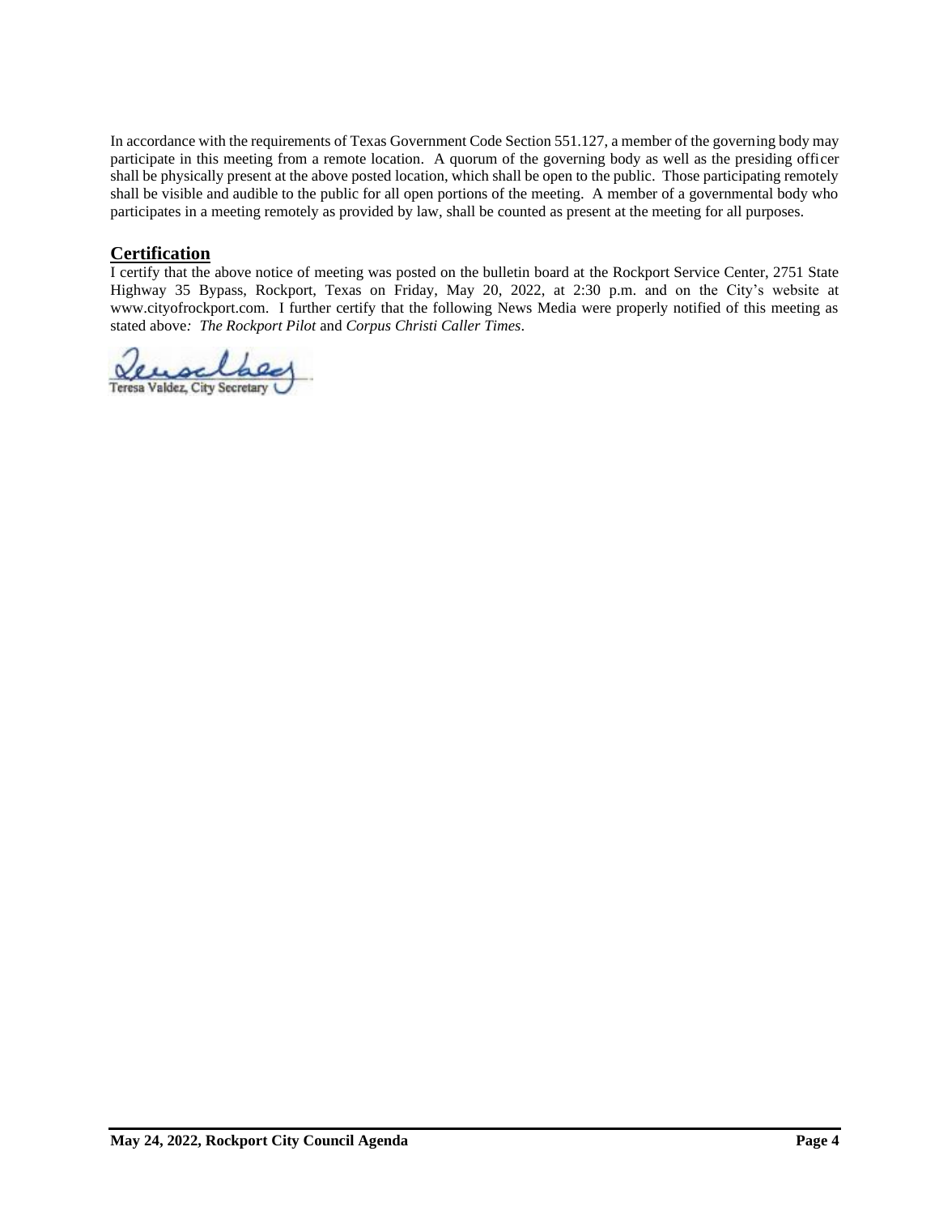In accordance with the requirements of Texas Government Code Section 551.127, a member of the governing body may participate in this meeting from a remote location. A quorum of the governing body as well as the presiding officer shall be physically present at the above posted location, which shall be open to the public. Those participating remotely shall be visible and audible to the public for all open portions of the meeting. A member of a governmental body who participates in a meeting remotely as provided by law, shall be counted as present at the meeting for all purposes.

## Certification

I certify that the above notice of meeting was posted on the bulletin board at the Rockport Service Center, 2751 State Highway 35 Bypass, Rockport, Texas on Friday, May 20, 2022, at 2:30 p.m. and on the City's website at www.cityofrockport.com. I further certify that the following News Media were properly notified of this meeting as stated above*: The Rockport Pilot* and *Corpus Christi Caller Times*.

Teresa Valdez, City Secretary